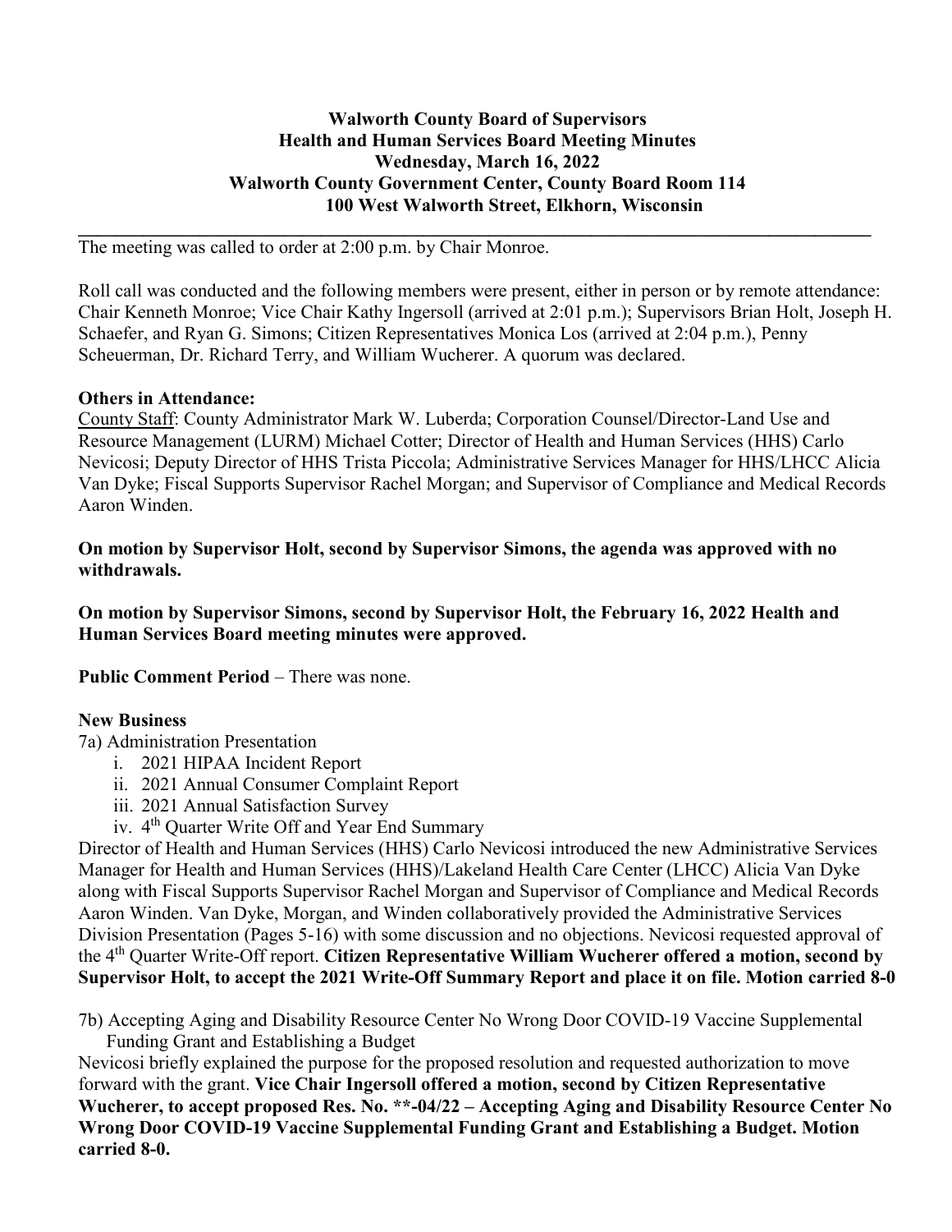**Walworth County Board of Supervisors**
**Health and Human Services Board Meeting Minutes**
**Wednesday, March 16, 2022**
**Walworth County Government Center, County Board Room 114**
**100 West Walworth Street, Elkhorn, Wisconsin**

---

The meeting was called to order at 2:00 p.m. by Chair Monroe.

Roll call was conducted and the following members were present, either in person or by remote attendance: Chair Kenneth Monroe; Vice Chair Kathy Ingersoll (arrived at 2:01 p.m.); Supervisors Brian Holt, Joseph H. Schaefer, and Ryan G. Simons; Citizen Representatives Monica Los (arrived at 2:04 p.m.), Penny Scheuerman, Dr. Richard Terry, and William Wucherer. A quorum was declared.

**Others in Attendance:**
County Staff: County Administrator Mark W. Luberda; Corporation Counsel/Director-Land Use and Resource Management (LURM) Michael Cotter; Director of Health and Human Services (HHS) Carlo Nevicosi; Deputy Director of HHS Trista Piccola; Administrative Services Manager for HHS/LHCC Alicia Van Dyke; Fiscal Supports Supervisor Rachel Morgan; and Supervisor of Compliance and Medical Records Aaron Winden.

**On motion by Supervisor Holt, second by Supervisor Simons, the agenda was approved with no withdrawals.**

**On motion by Supervisor Simons, second by Supervisor Holt, the February 16, 2022 Health and Human Services Board meeting minutes were approved.**

**Public Comment Period** – There was none.

**New Business**

7a) Administration Presentation

i. 2021 HIPAA Incident Report
ii. 2021 Annual Consumer Complaint Report
iii. 2021 Annual Satisfaction Survey
iv. 4th Quarter Write Off and Year End Summary

Director of Health and Human Services (HHS) Carlo Nevicosi introduced the new Administrative Services Manager for Health and Human Services (HHS)/Lakeland Health Care Center (LHCC) Alicia Van Dyke along with Fiscal Supports Supervisor Rachel Morgan and Supervisor of Compliance and Medical Records Aaron Winden. Van Dyke, Morgan, and Winden collaboratively provided the Administrative Services Division Presentation (Pages 5-16) with some discussion and no objections. Nevicosi requested approval of the 4th Quarter Write-Off report. **Citizen Representative William Wucherer offered a motion, second by Supervisor Holt, to accept the 2021 Write-Off Summary Report and place it on file. Motion carried 8-0**

7b) Accepting Aging and Disability Resource Center No Wrong Door COVID-19 Vaccine Supplemental Funding Grant and Establishing a Budget

Nevicosi briefly explained the purpose for the proposed resolution and requested authorization to move forward with the grant. **Vice Chair Ingersoll offered a motion, second by Citizen Representative Wucherer, to accept proposed Res. No. **-04/22 – Accepting Aging and Disability Resource Center No Wrong Door COVID-19 Vaccine Supplemental Funding Grant and Establishing a Budget. Motion carried 8-0.**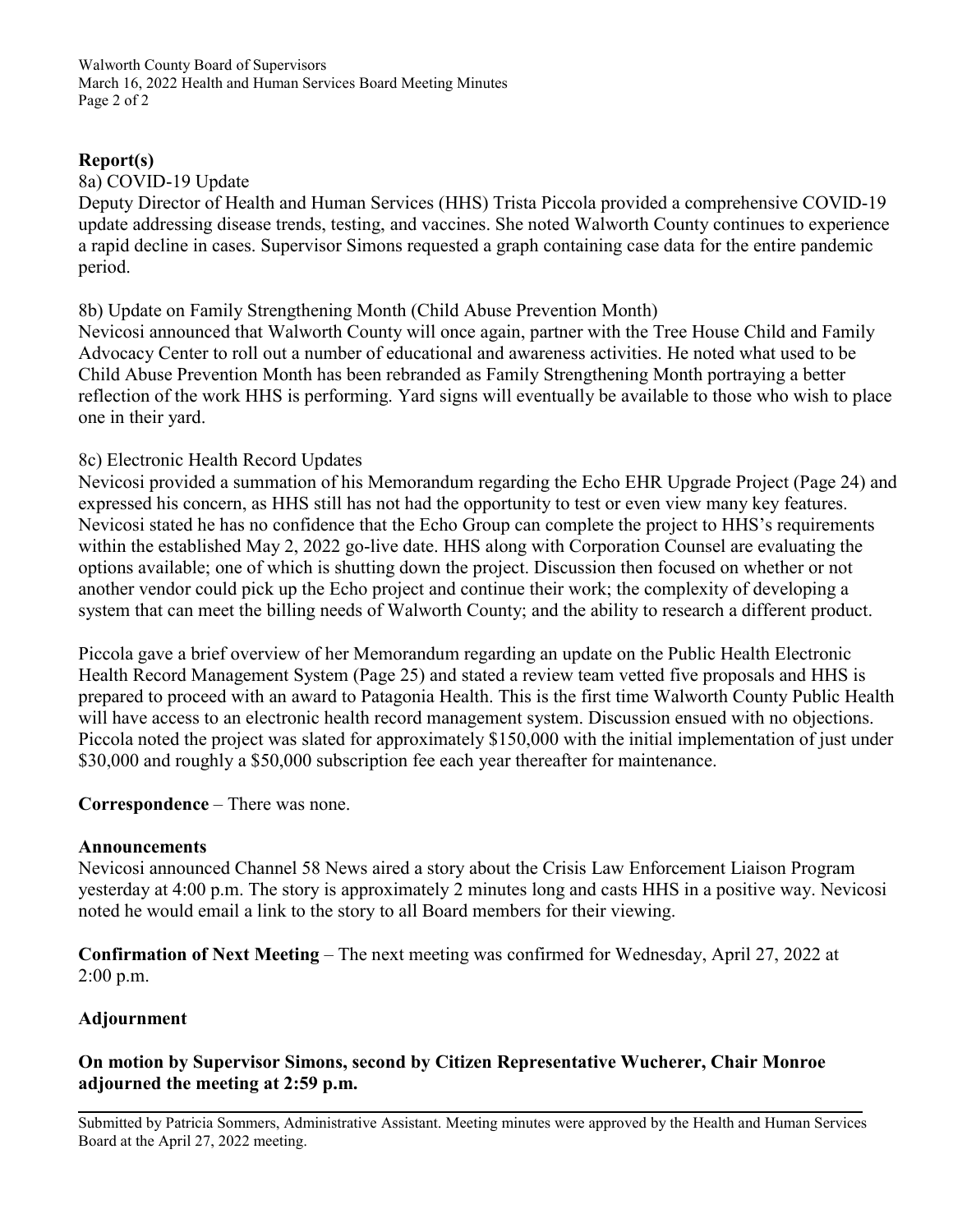## Report(s)

8a) COVID-19 Update

Deputy Director of Health and Human Services (HHS) Trista Piccola provided a comprehensive COVID-19 update addressing disease trends, testing, and vaccines. She noted Walworth County continues to experience a rapid decline in cases. Supervisor Simons requested a graph containing case data for the entire pandemic period.

8b) Update on Family Strengthening Month (Child Abuse Prevention Month)

Nevicosi announced that Walworth County will once again, partner with the Tree House Child and Family Advocacy Center to roll out a number of educational and awareness activities. He noted what used to be Child Abuse Prevention Month has been rebranded as Family Strengthening Month portraying a better reflection of the work HHS is performing. Yard signs will eventually be available to those who wish to place one in their yard.

8c) Electronic Health Record Updates

Nevicosi provided a summation of his Memorandum regarding the Echo EHR Upgrade Project (Page 24) and expressed his concern, as HHS still has not had the opportunity to test or even view many key features. Nevicosi stated he has no confidence that the Echo Group can complete the project to HHS's requirements within the established May 2, 2022 go-live date. HHS along with Corporation Counsel are evaluating the options available; one of which is shutting down the project. Discussion then focused on whether or not another vendor could pick up the Echo project and continue their work; the complexity of developing a system that can meet the billing needs of Walworth County; and the ability to research a different product.

Piccola gave a brief overview of her Memorandum regarding an update on the Public Health Electronic Health Record Management System (Page 25) and stated a review team vetted five proposals and HHS is prepared to proceed with an award to Patagonia Health. This is the first time Walworth County Public Health will have access to an electronic health record management system. Discussion ensued with no objections. Piccola noted the project was slated for approximately $150,000 with the initial implementation of just under $30,000 and roughly a $50,000 subscription fee each year thereafter for maintenance.

**Correspondence** – There was none.

## Announcements

Nevicosi announced Channel 58 News aired a story about the Crisis Law Enforcement Liaison Program yesterday at 4:00 p.m. The story is approximately 2 minutes long and casts HHS in a positive way. Nevicosi noted he would email a link to the story to all Board members for their viewing.

**Confirmation of Next Meeting** – The next meeting was confirmed for Wednesday, April 27, 2022 at 2:00 p.m.

## Adjournment

**On motion by Supervisor Simons, second by Citizen Representative Wucherer, Chair Monroe adjourned the meeting at 2:59 p.m.**

---

Submitted by Patricia Sommers, Administrative Assistant. Meeting minutes were approved by the Health and Human Services Board at the April 27, 2022 meeting.